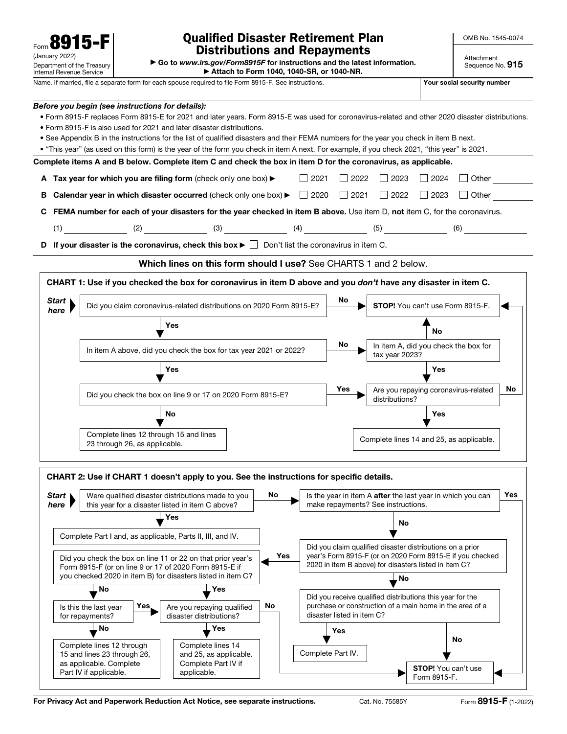Form **8915-F** (January 2022)
Department of the Treasury
Internal Revenue Service

# Qualified Disaster Retirement Plan Distributions and Repayments

▶ Go to *www.irs.gov/Form8915F* for instructions and the latest information.
▶ Attach to Form 1040, 1040-SR, or 1040-NR.

OMB No. 1545-0074

Attachment Sequence No. **915**

Name. If married, file a separate form for each spouse required to file Form 8915-F. See instructions.

**Your social security number**

***Before you begin (see instructions for details):***

- Form 8915-F replaces Form 8915-E for 2021 and later years. Form 8915-E was used for coronavirus-related and other 2020 disaster distributions.
- Form 8915-F is also used for 2021 and later disaster distributions.
- See Appendix B in the instructions for the list of qualified disasters and their FEMA numbers for the year you check in item B next.
- "This year" (as used on this form) is the year of the form you check in item A next. For example, if you check 2021, "this year" is 2021.

**Complete items A and B below. Complete item C and check the box in item D for the coronavirus, as applicable.**

**A Tax year for which you are filing form** (check only one box) ▶ ☐ 2021 ☐ 2022 ☐ 2023 ☐ 2024 ☐ Other ______

**B Calendar year in which disaster occurred** (check only one box) ▶ ☐ 2020 ☐ 2021 ☐ 2022 ☐ 2023 ☐ Other ______

**C FEMA number for each of your disasters for the year checked in item B above.** Use item D, **not** item C, for the coronavirus.

(1) ______ (2) ______ (3) ______ (4) ______ (5) ______ (6) ______

**D If your disaster is the coronavirus, check this box** ▶ ☐ Don't list the coronavirus in item C.

**Which lines on this form should I use?** See CHARTS 1 and 2 below.

**CHART 1: Use if you checked the box for coronavirus in item D above and you *don't* have any disaster in item C.**

*Start here* ▶ Did you claim coronavirus-related distributions on 2020 Form 8915-E?
- **No** → **STOP!** You can't use Form 8915-F.
- **Yes** → In item A above, did you check the box for tax year 2021 or 2022?
  - **No** → In item A, did you check the box for tax year 2023?
    - **No** → **STOP!** You can't use Form 8915-F.
    - **Yes** → Are you repaying coronavirus-related distributions?
      - **No** → **STOP!** You can't use Form 8915-F.
      - **Yes** → Complete lines 14 and 25, as applicable.
  - **Yes** → Did you check the box on line 9 or 17 on 2020 Form 8915-E?
    - **Yes** → Are you repaying coronavirus-related distributions? (see above)
    - **No** → Complete lines 12 through 15 and lines 23 through 26, as applicable.

**CHART 2: Use if CHART 1 doesn't apply to you. See the instructions for specific details.**

*Start here* ▶ Were qualified disaster distributions made to you this year for a disaster listed in item C above?
- **Yes** → Complete Part I and, as applicable, Parts II, III, and IV.
- **No** → Is the year in item A **after** the last year in which you can make repayments? See instructions.
  - **Yes** → **STOP!** You can't use Form 8915-F.
  - **No** → Did you claim qualified disaster distributions on a prior year's Form 8915-F (or on 2020 Form 8915-E if you checked 2020 in item B above) for disasters listed in item C?
    - **Yes** → Did you check the box on line 11 or 22 on that prior year's Form 8915-F (or on line 9 or 17 of 2020 Form 8915-E if you checked 2020 in item B) for disasters listed in item C?
      - **No** → Is this the last year for repayments?
        - **No** → Complete lines 12 through 15 and lines 23 through 26, as applicable. Complete Part IV if applicable.
        - **Yes** → Are you repaying qualified disaster distributions?
      - **Yes** → Are you repaying qualified disaster distributions?
        - **Yes** → Complete lines 14 and 25, as applicable. Complete Part IV if applicable.
        - **No** → **STOP!** You can't use Form 8915-F.
    - **No** → Did you receive qualified distributions this year for the purchase or construction of a main home in the area of a disaster listed in item C?
      - **Yes** → Complete Part IV.
      - **No** → **STOP!** You can't use Form 8915-F.

**For Privacy Act and Paperwork Reduction Act Notice, see separate instructions.** Cat. No. 75585Y Form **8915-F** (1-2022)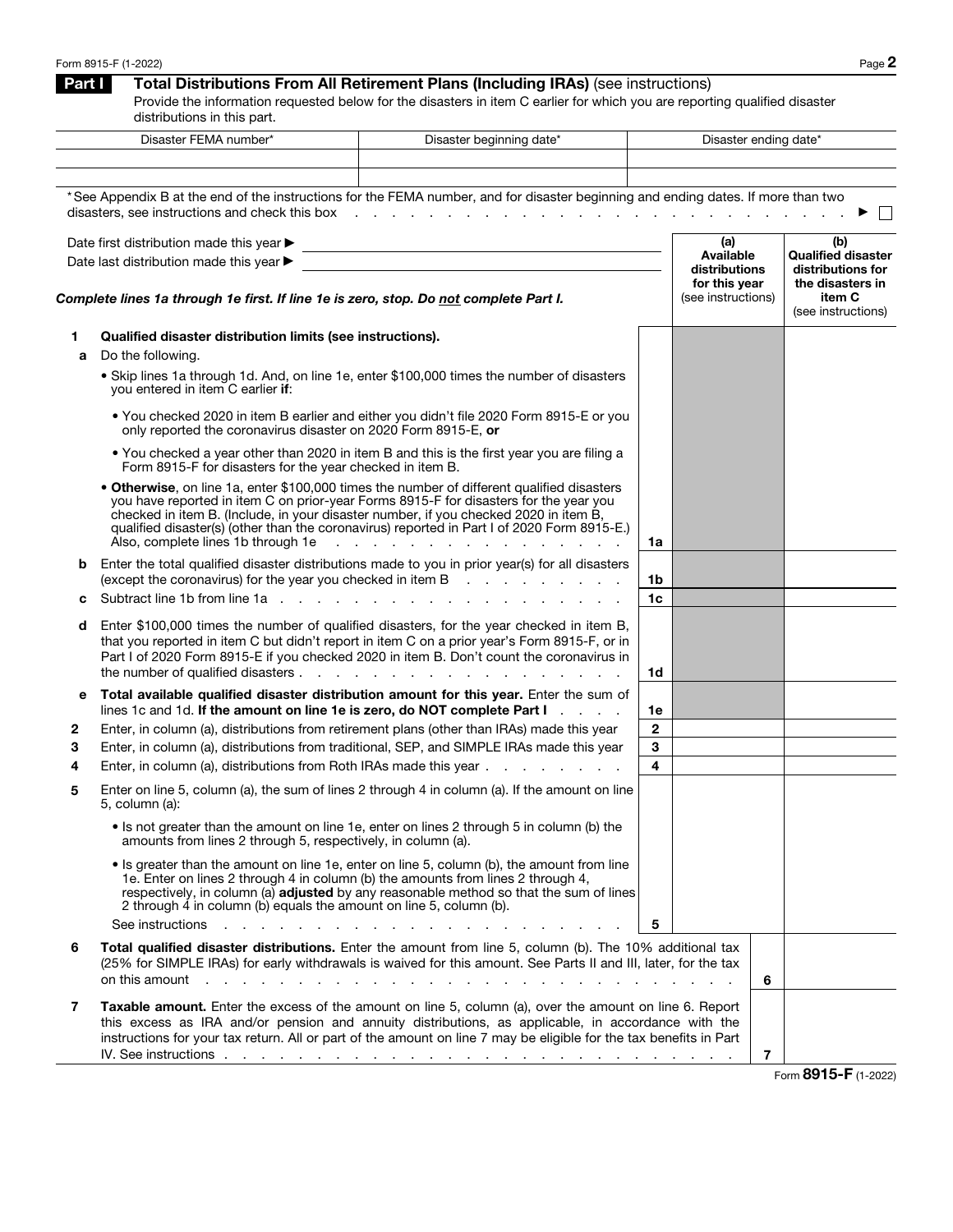## Part I — Total Distributions From All Retirement Plans (Including IRAs) (see instructions)

Provide the information requested below for the disasters in item C earlier for which you are reporting qualified disaster distributions in this part.

| Disaster FEMA number* | Disaster beginning date* | Disaster ending date* |
|---|---|---|
| | | |
| | | |

*See Appendix B at the end of the instructions for the FEMA number, and for disaster beginning and ending dates. If more than two disasters, see instructions and check this box . . . . . ▶ ☐

Date first distribution made this year ▶ ____________

Date last distribution made this year ▶ ____________

***Complete lines 1a through 1e first. If line 1e is zero, stop. Do not complete Part I.***

| Line | Description | | (a) Available distributions for this year (see instructions) | (b) Qualified disaster distributions for the disasters in item C (see instructions) |
|---|---|---|---|---|
| 1 | **Qualified disaster distribution limits (see instructions).** | | | |
| a | Do the following.<br>• Skip lines 1a through 1d. And, on line 1e, enter $100,000 times the number of disasters you entered in item C earlier **if**:<br>• You checked 2020 in item B earlier and either you didn't file 2020 Form 8915-E or you only reported the coronavirus disaster on 2020 Form 8915-E, **or**<br>• You checked a year other than 2020 in item B and this is the first year you are filing a Form 8915-F for disasters for the year checked in item B.<br>• **Otherwise**, on line 1a, enter $100,000 times the number of different qualified disasters you have reported in item C on prior-year Forms 8915-F for disasters for the year you checked in item B. (Include, in your disaster number, if you checked 2020 in item B, qualified disaster(s) (other than the coronavirus) reported in Part I of 2020 Form 8915-E.) Also, complete lines 1b through 1e . . . | 1a | | |
| b | Enter the total qualified disaster distributions made to you in prior year(s) for all disasters (except the coronavirus) for the year you checked in item B . . . | 1b | | |
| c | Subtract line 1b from line 1a . . . | 1c | | |
| d | Enter $100,000 times the number of qualified disasters, for the year checked in item B, that you reported in item C but didn't report in item C on a prior year's Form 8915-F, or in Part I of 2020 Form 8915-E if you checked 2020 in item B. Don't count the coronavirus in the number of qualified disasters . . . | 1d | | |
| e | **Total available qualified disaster distribution amount for this year.** Enter the sum of lines 1c and 1d. **If the amount on line 1e is zero, do NOT complete Part I** . . . | 1e | | |
| 2 | Enter, in column (a), distributions from retirement plans (other than IRAs) made this year | 2 | | |
| 3 | Enter, in column (a), distributions from traditional, SEP, and SIMPLE IRAs made this year | 3 | | |
| 4 | Enter, in column (a), distributions from Roth IRAs made this year . . . | 4 | | |
| 5 | Enter on line 5, column (a), the sum of lines 2 through 4 in column (a). If the amount on line 5, column (a):<br>• Is not greater than the amount on line 1e, enter on lines 2 through 5 in column (b) the amounts from lines 2 through 5, respectively, in column (a).<br>• Is greater than the amount on line 1e, enter on line 5, column (b), the amount from line 1e. Enter on lines 2 through 4 in column (b) the amounts from lines 2 through 4, respectively, in column (a) **adjusted** by any reasonable method so that the sum of lines 2 through 4 in column (b) equals the amount on line 5, column (b).<br>See instructions . . . | 5 | | |

| Line | Description | | |
|---|---|---|---|
| 6 | **Total qualified disaster distributions.** Enter the amount from line 5, column (b). The 10% additional tax (25% for SIMPLE IRAs) for early withdrawals is waived for this amount. See Parts II and III, later, for the tax on this amount . . . | 6 | |
| 7 | **Taxable amount.** Enter the excess of the amount on line 5, column (a), over the amount on line 6. Report this excess as IRA and/or pension and annuity distributions, as applicable, in accordance with the instructions for your tax return. All or part of the amount on line 7 may be eligible for the tax benefits in Part IV. See instructions . . . | 7 | |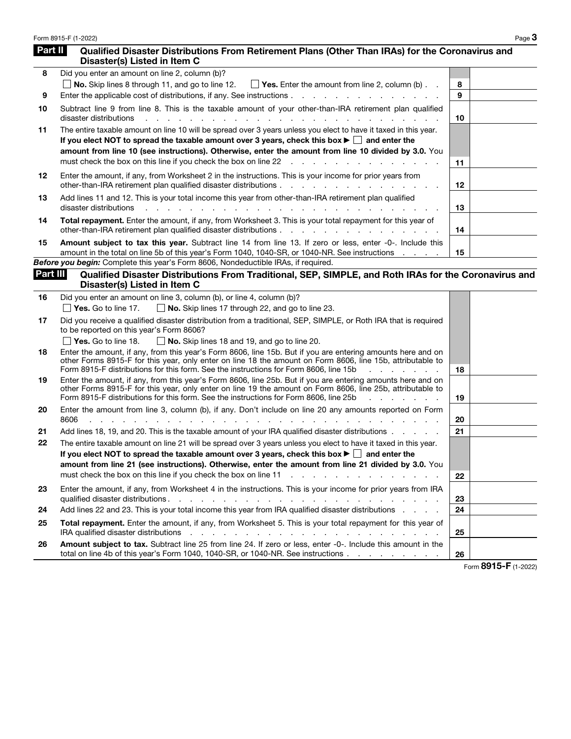## Part II Qualified Disaster Distributions From Retirement Plans (Other Than IRAs) for the Coronavirus and Disaster(s) Listed in Item C

| | | | |
|---|---|---|---|
| 8 | Did you enter an amount on line 2, column (b)?<br>☐ **No.** Skip lines 8 through 11, and go to line 12. ☐ **Yes.** Enter the amount from line 2, column (b) | 8 | |
| 9 | Enter the applicable cost of distributions, if any. See instructions | 9 | |
| 10 | Subtract line 9 from line 8. This is the taxable amount of your other-than-IRA retirement plan qualified disaster distributions | 10 | |
| 11 | The entire taxable amount on line 10 will be spread over 3 years unless you elect to have it taxed in this year. **If you elect NOT to spread the taxable amount over 3 years, check this box ▶ ☐ and enter the amount from line 10 (see instructions). Otherwise, enter the amount from line 10 divided by 3.0.** You must check the box on this line if you check the box on line 22 | 11 | |
| 12 | Enter the amount, if any, from Worksheet 2 in the instructions. This is your income for prior years from other-than-IRA retirement plan qualified disaster distributions | 12 | |
| 13 | Add lines 11 and 12. This is your total income this year from other-than-IRA retirement plan qualified disaster distributions | 13 | |
| 14 | **Total repayment.** Enter the amount, if any, from Worksheet 3. This is your total repayment for this year of other-than-IRA retirement plan qualified disaster distributions | 14 | |
| 15 | **Amount subject to tax this year.** Subtract line 14 from line 13. If zero or less, enter -0-. Include this amount in the total on line 5b of this year's Form 1040, 1040-SR, or 1040-NR. See instructions | 15 | |

***Before you begin:*** Complete this year's Form 8606, Nondeductible IRAs, if required.

## Part III Qualified Disaster Distributions From Traditional, SEP, SIMPLE, and Roth IRAs for the Coronavirus and Disaster(s) Listed in Item C

| | | | |
|---|---|---|---|
| 16 | Did you enter an amount on line 3, column (b), or line 4, column (b)?<br>☐ **Yes.** Go to line 17. ☐ **No.** Skip lines 17 through 22, and go to line 23. | | |
| 17 | Did you receive a qualified disaster distribution from a traditional, SEP, SIMPLE, or Roth IRA that is required to be reported on this year's Form 8606?<br>☐ **Yes.** Go to line 18. ☐ **No.** Skip lines 18 and 19, and go to line 20. | | |
| 18 | Enter the amount, if any, from this year's Form 8606, line 15b. But if you are entering amounts here and on other Forms 8915-F for this year, only enter on line 18 the amount on Form 8606, line 15b, attributable to Form 8915-F distributions for this form. See the instructions for Form 8606, line 15b | 18 | |
| 19 | Enter the amount, if any, from this year's Form 8606, line 25b. But if you are entering amounts here and on other Forms 8915-F for this year, only enter on line 19 the amount on Form 8606, line 25b, attributable to Form 8915-F distributions for this form. See the instructions for Form 8606, line 25b | 19 | |
| 20 | Enter the amount from line 3, column (b), if any. Don't include on line 20 any amounts reported on Form 8606 | 20 | |
| 21 | Add lines 18, 19, and 20. This is the taxable amount of your IRA qualified disaster distributions | 21 | |
| 22 | The entire taxable amount on line 21 will be spread over 3 years unless you elect to have it taxed in this year. **If you elect NOT to spread the taxable amount over 3 years, check this box ▶ ☐ and enter the amount from line 21 (see instructions). Otherwise, enter the amount from line 21 divided by 3.0.** You must check the box on this line if you check the box on line 11 | 22 | |
| 23 | Enter the amount, if any, from Worksheet 4 in the instructions. This is your income for prior years from IRA qualified disaster distributions | 23 | |
| 24 | Add lines 22 and 23. This is your total income this year from IRA qualified disaster distributions | 24 | |
| 25 | **Total repayment.** Enter the amount, if any, from Worksheet 5. This is your total repayment for this year of IRA qualified disaster distributions | 25 | |
| 26 | **Amount subject to tax.** Subtract line 25 from line 24. If zero or less, enter -0-. Include this amount in the total on line 4b of this year's Form 1040, 1040-SR, or 1040-NR. See instructions | 26 | |

Form **8915-F** (1-2022)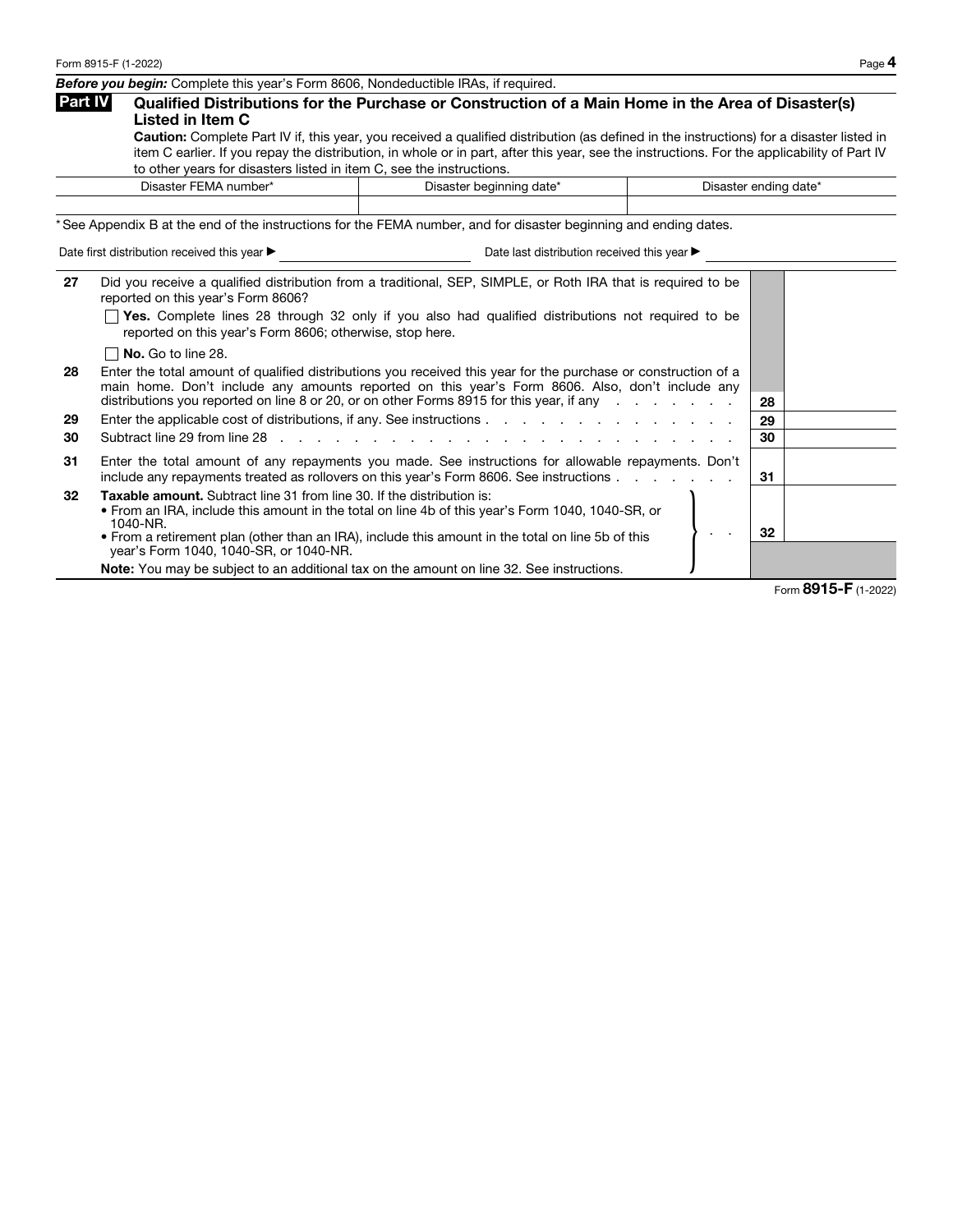***Before you begin:*** Complete this year's Form 8606, Nondeductible IRAs, if required.

## Part IV Qualified Distributions for the Purchase or Construction of a Main Home in the Area of Disaster(s) Listed in Item C

**Caution:** Complete Part IV if, this year, you received a qualified distribution (as defined in the instructions) for a disaster listed in item C earlier. If you repay the distribution, in whole or in part, after this year, see the instructions. For the applicability of Part IV to other years for disasters listed in item C, see the instructions.

| Disaster FEMA number* | Disaster beginning date* | Disaster ending date* |
|---|---|---|
| | | |

*See Appendix B at the end of the instructions for the FEMA number, and for disaster beginning and ending dates.

Date first distribution received this year ▶ ____________ Date last distribution received this year ▶ ____________

| | | | |
|---|---|---|---|
| **27** | Did you receive a qualified distribution from a traditional, SEP, SIMPLE, or Roth IRA that is required to be reported on this year's Form 8606?<br>☐ **Yes.** Complete lines 28 through 32 only if you also had qualified distributions not required to be reported on this year's Form 8606; otherwise, stop here.<br>☐ **No.** Go to line 28. | | |
| **28** | Enter the total amount of qualified distributions you received this year for the purchase or construction of a main home. Don't include any amounts reported on this year's Form 8606. Also, don't include any distributions you reported on line 8 or 20, or on other Forms 8915 for this year, if any | **28** | |
| **29** | Enter the applicable cost of distributions, if any. See instructions | **29** | |
| **30** | Subtract line 29 from line 28 | **30** | |
| **31** | Enter the total amount of any repayments you made. See instructions for allowable repayments. Don't include any repayments treated as rollovers on this year's Form 8606. See instructions | **31** | |
| **32** | **Taxable amount.** Subtract line 31 from line 30. If the distribution is:<br>• From an IRA, include this amount in the total on line 4b of this year's Form 1040, 1040-SR, or 1040-NR.<br>• From a retirement plan (other than an IRA), include this amount in the total on line 5b of this year's Form 1040, 1040-SR, or 1040-NR.<br>**Note:** You may be subject to an additional tax on the amount on line 32. See instructions. | **32** | |

Form **8915-F** (1-2022)